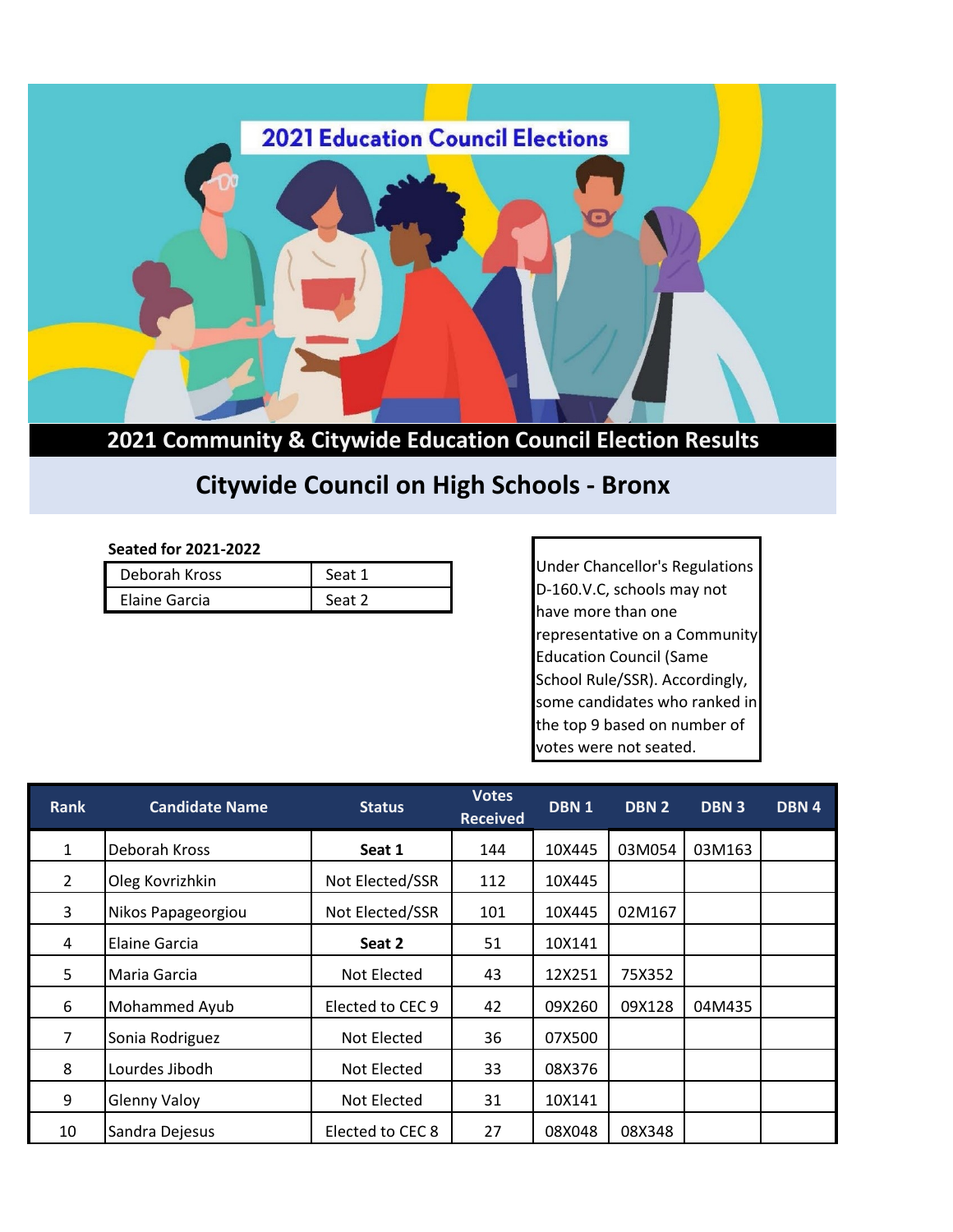2021 Education Council Elections

## 2021 Community & Citywide Education Council Election Results

# Citywide Council on High Schools - Bronx

**Seated for 2021-2022**

| | |
|---|---|
| Deborah Kross | Seat 1 |
| Elaine Garcia | Seat 2 |

Under Chancellor's Regulations D-160.V.C, schools may not have more than one representative on a Community Education Council (Same School Rule/SSR). Accordingly, some candidates who ranked in the top 9 based on number of votes were not seated.

| Rank | Candidate Name | Status | Votes Received | DBN 1 | DBN 2 | DBN 3 | DBN 4 |
|---|---|---|---|---|---|---|---|
| 1 | Deborah Kross | **Seat 1** | 144 | 10X445 | 03M054 | 03M163 | |
| 2 | Oleg Kovrizhkin | Not Elected/SSR | 112 | 10X445 | | | |
| 3 | Nikos Papageorgiou | Not Elected/SSR | 101 | 10X445 | 02M167 | | |
| 4 | Elaine Garcia | **Seat 2** | 51 | 10X141 | | | |
| 5 | Maria Garcia | Not Elected | 43 | 12X251 | 75X352 | | |
| 6 | Mohammed Ayub | Elected to CEC 9 | 42 | 09X260 | 09X128 | 04M435 | |
| 7 | Sonia Rodriguez | Not Elected | 36 | 07X500 | | | |
| 8 | Lourdes Jibodh | Not Elected | 33 | 08X376 | | | |
| 9 | Glenny Valoy | Not Elected | 31 | 10X141 | | | |
| 10 | Sandra Dejesus | Elected to CEC 8 | 27 | 08X048 | 08X348 | | |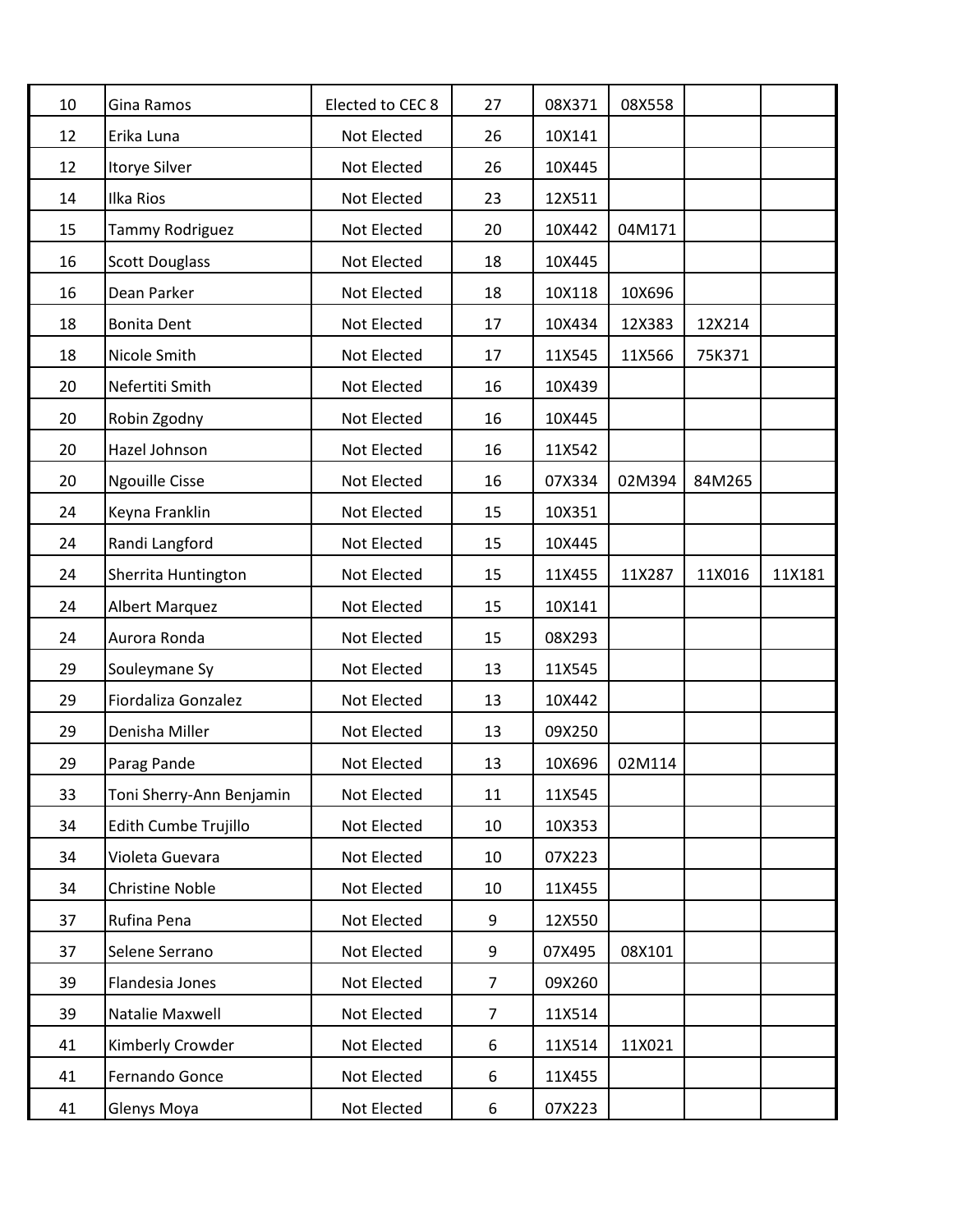| | | | | | | | |
|---|---|---|---|---|---|---|---|
| 10 | Gina Ramos | Elected to CEC 8 | 27 | 08X371 | 08X558 | | |
| 12 | Erika Luna | Not Elected | 26 | 10X141 | | | |
| 12 | Itorye Silver | Not Elected | 26 | 10X445 | | | |
| 14 | Ilka Rios | Not Elected | 23 | 12X511 | | | |
| 15 | Tammy Rodriguez | Not Elected | 20 | 10X442 | 04M171 | | |
| 16 | Scott Douglass | Not Elected | 18 | 10X445 | | | |
| 16 | Dean Parker | Not Elected | 18 | 10X118 | 10X696 | | |
| 18 | Bonita Dent | Not Elected | 17 | 10X434 | 12X383 | 12X214 | |
| 18 | Nicole Smith | Not Elected | 17 | 11X545 | 11X566 | 75K371 | |
| 20 | Nefertiti Smith | Not Elected | 16 | 10X439 | | | |
| 20 | Robin Zgodny | Not Elected | 16 | 10X445 | | | |
| 20 | Hazel Johnson | Not Elected | 16 | 11X542 | | | |
| 20 | Ngouille Cisse | Not Elected | 16 | 07X334 | 02M394 | 84M265 | |
| 24 | Keyna Franklin | Not Elected | 15 | 10X351 | | | |
| 24 | Randi Langford | Not Elected | 15 | 10X445 | | | |
| 24 | Sherrita Huntington | Not Elected | 15 | 11X455 | 11X287 | 11X016 | 11X181 |
| 24 | Albert Marquez | Not Elected | 15 | 10X141 | | | |
| 24 | Aurora Ronda | Not Elected | 15 | 08X293 | | | |
| 29 | Souleymane Sy | Not Elected | 13 | 11X545 | | | |
| 29 | Fiordaliza Gonzalez | Not Elected | 13 | 10X442 | | | |
| 29 | Denisha Miller | Not Elected | 13 | 09X250 | | | |
| 29 | Parag Pande | Not Elected | 13 | 10X696 | 02M114 | | |
| 33 | Toni Sherry-Ann Benjamin | Not Elected | 11 | 11X545 | | | |
| 34 | Edith Cumbe Trujillo | Not Elected | 10 | 10X353 | | | |
| 34 | Violeta Guevara | Not Elected | 10 | 07X223 | | | |
| 34 | Christine Noble | Not Elected | 10 | 11X455 | | | |
| 37 | Rufina Pena | Not Elected | 9 | 12X550 | | | |
| 37 | Selene Serrano | Not Elected | 9 | 07X495 | 08X101 | | |
| 39 | Flandesia Jones | Not Elected | 7 | 09X260 | | | |
| 39 | Natalie Maxwell | Not Elected | 7 | 11X514 | | | |
| 41 | Kimberly Crowder | Not Elected | 6 | 11X514 | 11X021 | | |
| 41 | Fernando Gonce | Not Elected | 6 | 11X455 | | | |
| 41 | Glenys Moya | Not Elected | 6 | 07X223 | | | |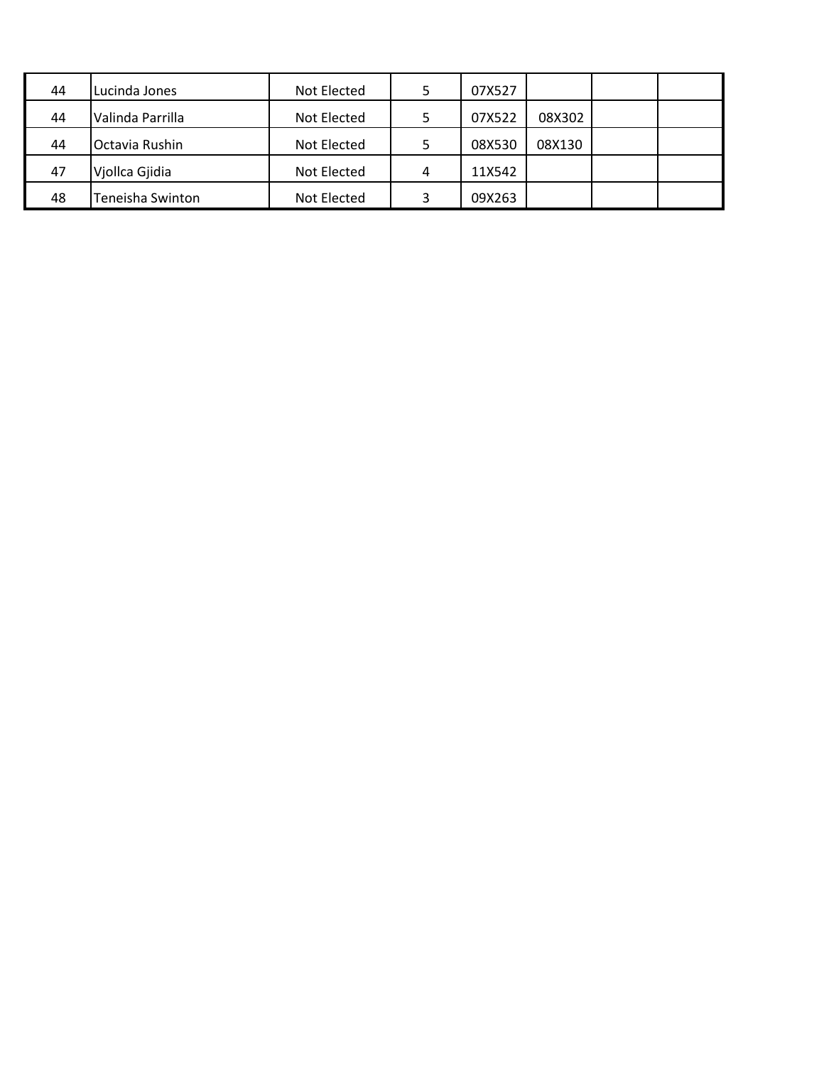| | | | | | | | |
|---|---|---|---|---|---|---|---|
| 44 | Lucinda Jones | Not Elected | 5 | 07X527 | | | |
| 44 | Valinda Parrilla | Not Elected | 5 | 07X522 | 08X302 | | |
| 44 | Octavia Rushin | Not Elected | 5 | 08X530 | 08X130 | | |
| 47 | Vjollca Gjidia | Not Elected | 4 | 11X542 | | | |
| 48 | Teneisha Swinton | Not Elected | 3 | 09X263 | | | |